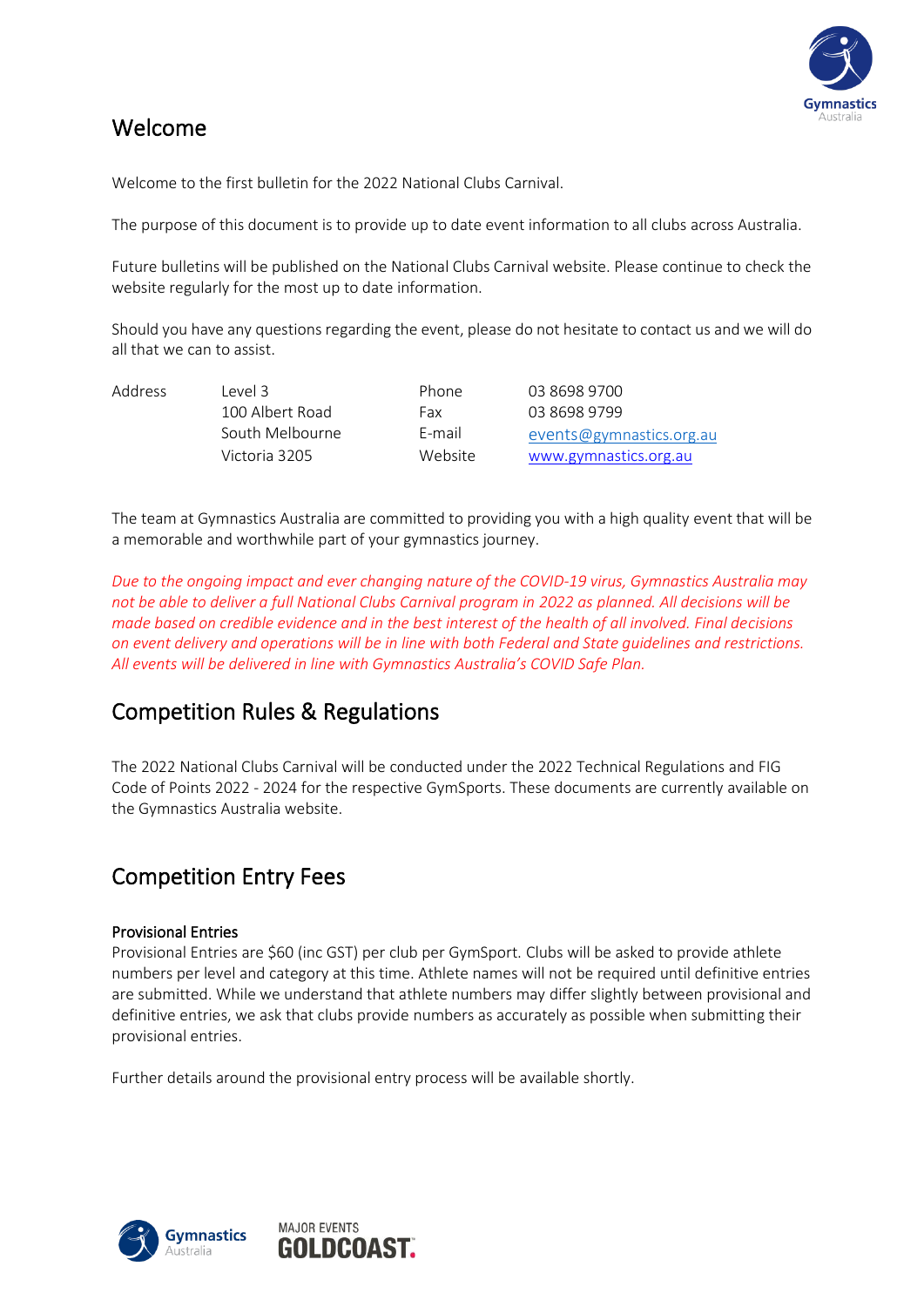## Welcome

Welcome to the first bulletin for the 2022 National Clubs Carnival.

The purpose of this document is to provide up to date event information to all clubs across Australia.

Future bulletins will be published on the National Clubs Carnival website. Please continue to check the website regularly for the most up to date information.

Should you have any questions regarding the event, please do not hesitate to contact us and we will do all that we can to assist.

| Address | Level 3<br>100 Albert Road<br>South Melbourne<br>Victoria 3205 | Phone<br>Fax<br>E-mail<br>Website | 03 8698 9700<br>03 8698 9799<br>events@gymnastics.org.au<br>www.gymnastics.org.au |
|---|---|---|---|

The team at Gymnastics Australia are committed to providing you with a high quality event that will be a memorable and worthwhile part of your gymnastics journey.

*Due to the ongoing impact and ever changing nature of the COVID-19 virus, Gymnastics Australia may not be able to deliver a full National Clubs Carnival program in 2022 as planned. All decisions will be made based on credible evidence and in the best interest of the health of all involved. Final decisions on event delivery and operations will be in line with both Federal and State guidelines and restrictions. All events will be delivered in line with Gymnastics Australia's COVID Safe Plan.*

## Competition Rules & Regulations

The 2022 National Clubs Carnival will be conducted under the 2022 Technical Regulations and FIG Code of Points 2022 - 2024 for the respective GymSports. These documents are currently available on the Gymnastics Australia website.

## Competition Entry Fees

### Provisional Entries

Provisional Entries are $60 (inc GST) per club per GymSport. Clubs will be asked to provide athlete numbers per level and category at this time. Athlete names will not be required until definitive entries are submitted. While we understand that athlete numbers may differ slightly between provisional and definitive entries, we ask that clubs provide numbers as accurately as possible when submitting their provisional entries.

Further details around the provisional entry process will be available shortly.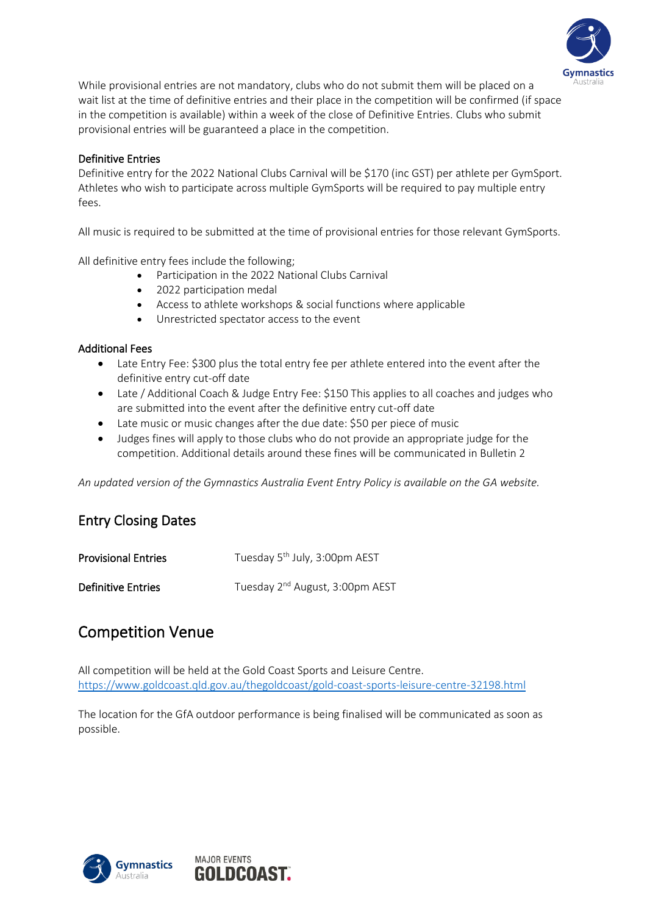While provisional entries are not mandatory, clubs who do not submit them will be placed on a wait list at the time of definitive entries and their place in the competition will be confirmed (if space in the competition is available) within a week of the close of Definitive Entries. Clubs who submit provisional entries will be guaranteed a place in the competition.

### Definitive Entries

Definitive entry for the 2022 National Clubs Carnival will be $170 (inc GST) per athlete per GymSport. Athletes who wish to participate across multiple GymSports will be required to pay multiple entry fees.

All music is required to be submitted at the time of provisional entries for those relevant GymSports.

All definitive entry fees include the following;

- Participation in the 2022 National Clubs Carnival
- 2022 participation medal
- Access to athlete workshops & social functions where applicable
- Unrestricted spectator access to the event

### Additional Fees

- Late Entry Fee: $300 plus the total entry fee per athlete entered into the event after the definitive entry cut-off date
- Late / Additional Coach & Judge Entry Fee: $150 This applies to all coaches and judges who are submitted into the event after the definitive entry cut-off date
- Late music or music changes after the due date: $50 per piece of music
- Judges fines will apply to those clubs who do not provide an appropriate judge for the competition. Additional details around these fines will be communicated in Bulletin 2

*An updated version of the Gymnastics Australia Event Entry Policy is available on the GA website.*

## Entry Closing Dates

| | |
|---|---|
| **Provisional Entries** | Tuesday 5th July, 3:00pm AEST |
| **Definitive Entries** | Tuesday 2nd August, 3:00pm AEST |

## Competition Venue

All competition will be held at the Gold Coast Sports and Leisure Centre.
https://www.goldcoast.qld.gov.au/thegoldcoast/gold-coast-sports-leisure-centre-32198.html

The location for the GfA outdoor performance is being finalised will be communicated as soon as possible.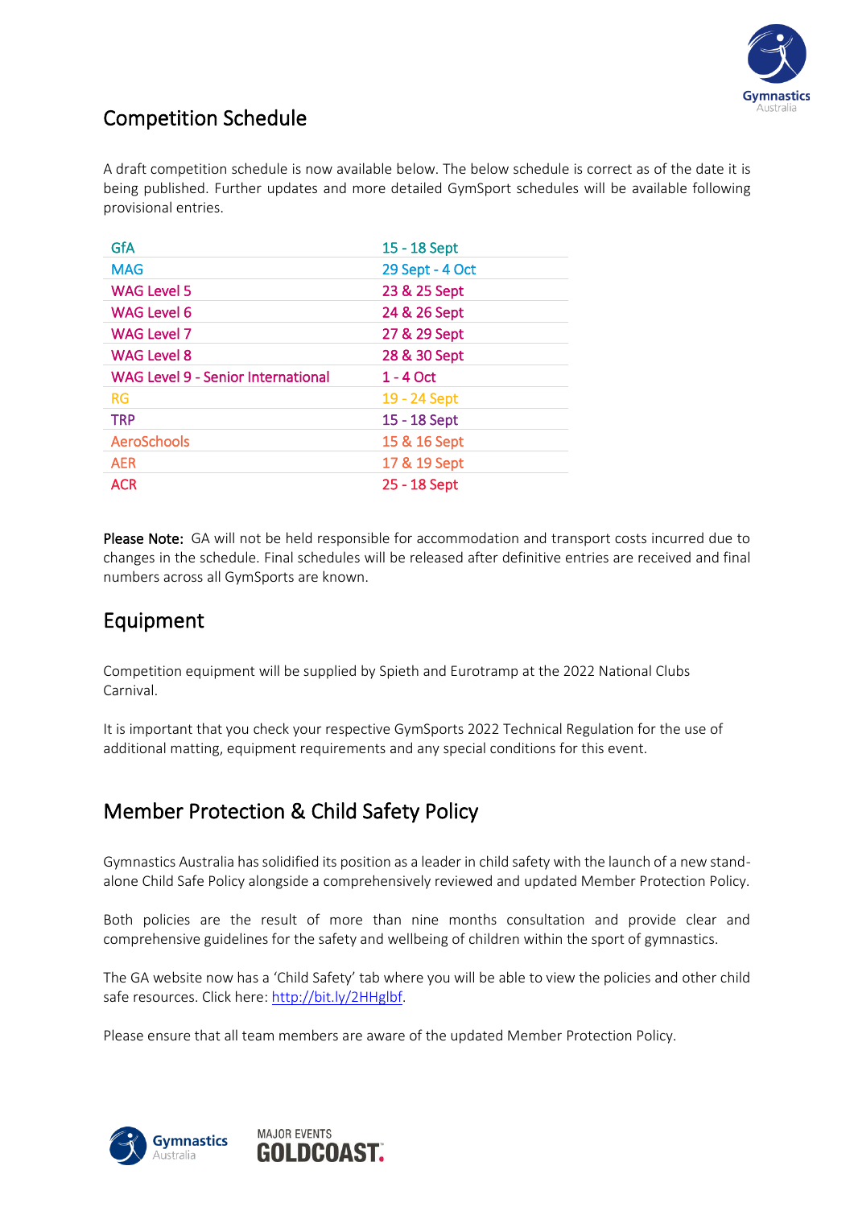## Competition Schedule

A draft competition schedule is now available below. The below schedule is correct as of the date it is being published. Further updates and more detailed GymSport schedules will be available following provisional entries.

| | |
|---|---|
| GfA | 15 - 18 Sept |
| MAG | 29 Sept - 4 Oct |
| WAG Level 5 | 23 & 25 Sept |
| WAG Level 6 | 24 & 26 Sept |
| WAG Level 7 | 27 & 29 Sept |
| WAG Level 8 | 28 & 30 Sept |
| WAG Level 9 - Senior International | 1 - 4 Oct |
| RG | 19 - 24 Sept |
| TRP | 15 - 18 Sept |
| AeroSchools | 15 & 16 Sept |
| AER | 17 & 19 Sept |
| ACR | 25 - 18 Sept |

**Please Note:** GA will not be held responsible for accommodation and transport costs incurred due to changes in the schedule. Final schedules will be released after definitive entries are received and final numbers across all GymSports are known.

## Equipment

Competition equipment will be supplied by Spieth and Eurotramp at the 2022 National Clubs Carnival.

It is important that you check your respective GymSports 2022 Technical Regulation for the use of additional matting, equipment requirements and any special conditions for this event.

## Member Protection & Child Safety Policy

Gymnastics Australia has solidified its position as a leader in child safety with the launch of a new stand-alone Child Safe Policy alongside a comprehensively reviewed and updated Member Protection Policy.

Both policies are the result of more than nine months consultation and provide clear and comprehensive guidelines for the safety and wellbeing of children within the sport of gymnastics.

The GA website now has a 'Child Safety' tab where you will be able to view the policies and other child safe resources. Click here: http://bit.ly/2HHglbf.

Please ensure that all team members are aware of the updated Member Protection Policy.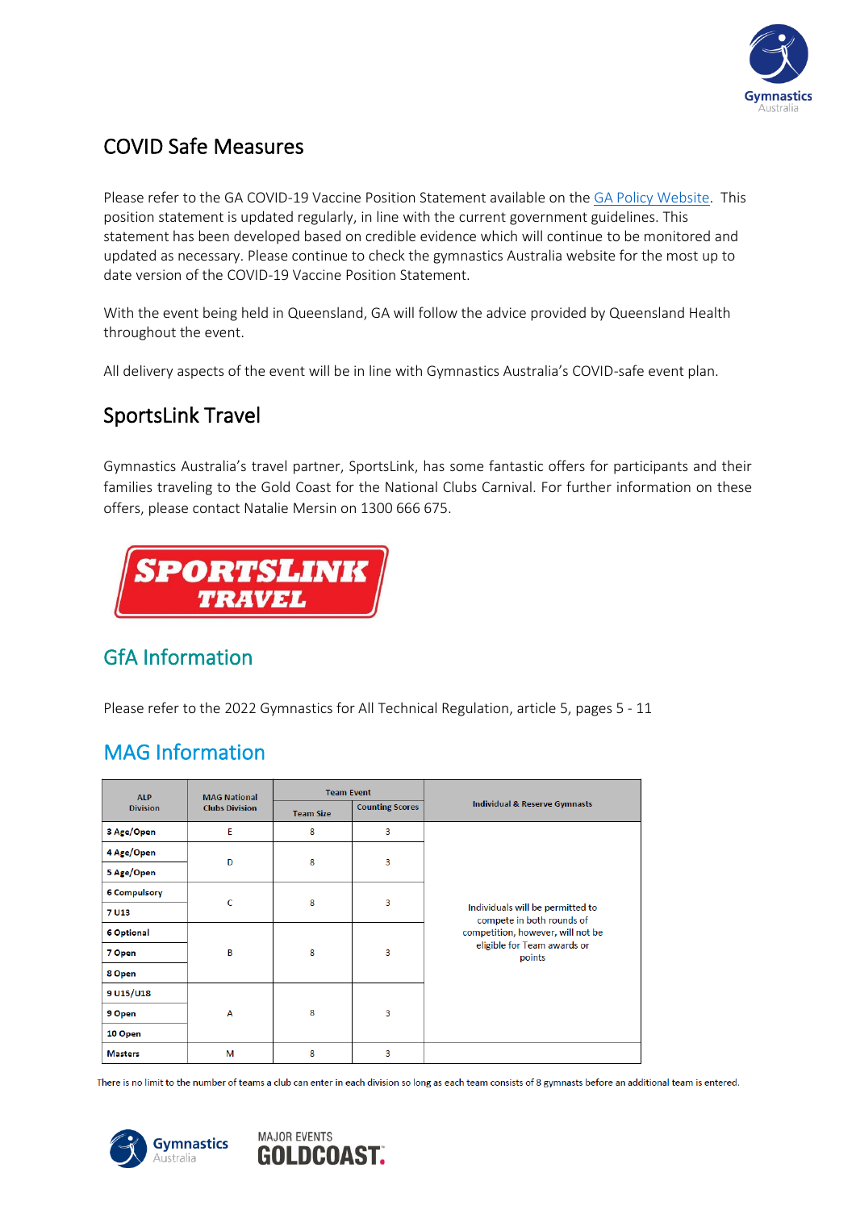## COVID Safe Measures

Please refer to the GA COVID-19 Vaccine Position Statement available on the [GA Policy Website](). This position statement is updated regularly, in line with the current government guidelines. This statement has been developed based on credible evidence which will continue to be monitored and updated as necessary. Please continue to check the gymnastics Australia website for the most up to date version of the COVID-19 Vaccine Position Statement.

With the event being held in Queensland, GA will follow the advice provided by Queensland Health throughout the event.

All delivery aspects of the event will be in line with Gymnastics Australia's COVID-safe event plan.

## SportsLink Travel

Gymnastics Australia's travel partner, SportsLink, has some fantastic offers for participants and their families traveling to the Gold Coast for the National Clubs Carnival. For further information on these offers, please contact Natalie Mersin on 1300 666 675.

## GfA Information

Please refer to the 2022 Gymnastics for All Technical Regulation, article 5, pages 5 - 11

## MAG Information

| ALP Division | MAG National Clubs Division | Team Event | | Individual & Reserve Gymnasts |
|---|---|---|---|---|
| | | Team Size | Counting Scores | |
| 3 Age/Open | E | 8 | 3 | Individuals will be permitted to compete in both rounds of competition, however, will not be eligible for Team awards or points |
| 4 Age/Open | D | 8 | 3 | |
| 5 Age/Open | | | | |
| 6 Compulsory | C | 8 | 3 | |
| 7 U13 | | | | |
| 6 Optional | B | 8 | 3 | |
| 7 Open | | | | |
| 8 Open | | | | |
| 9 U15/U18 | A | 8 | 3 | |
| 9 Open | | | | |
| 10 Open | | | | |
| Masters | M | 8 | 3 | |

There is no limit to the number of teams a club can enter in each division so long as each team consists of 8 gymnasts before an additional team is entered.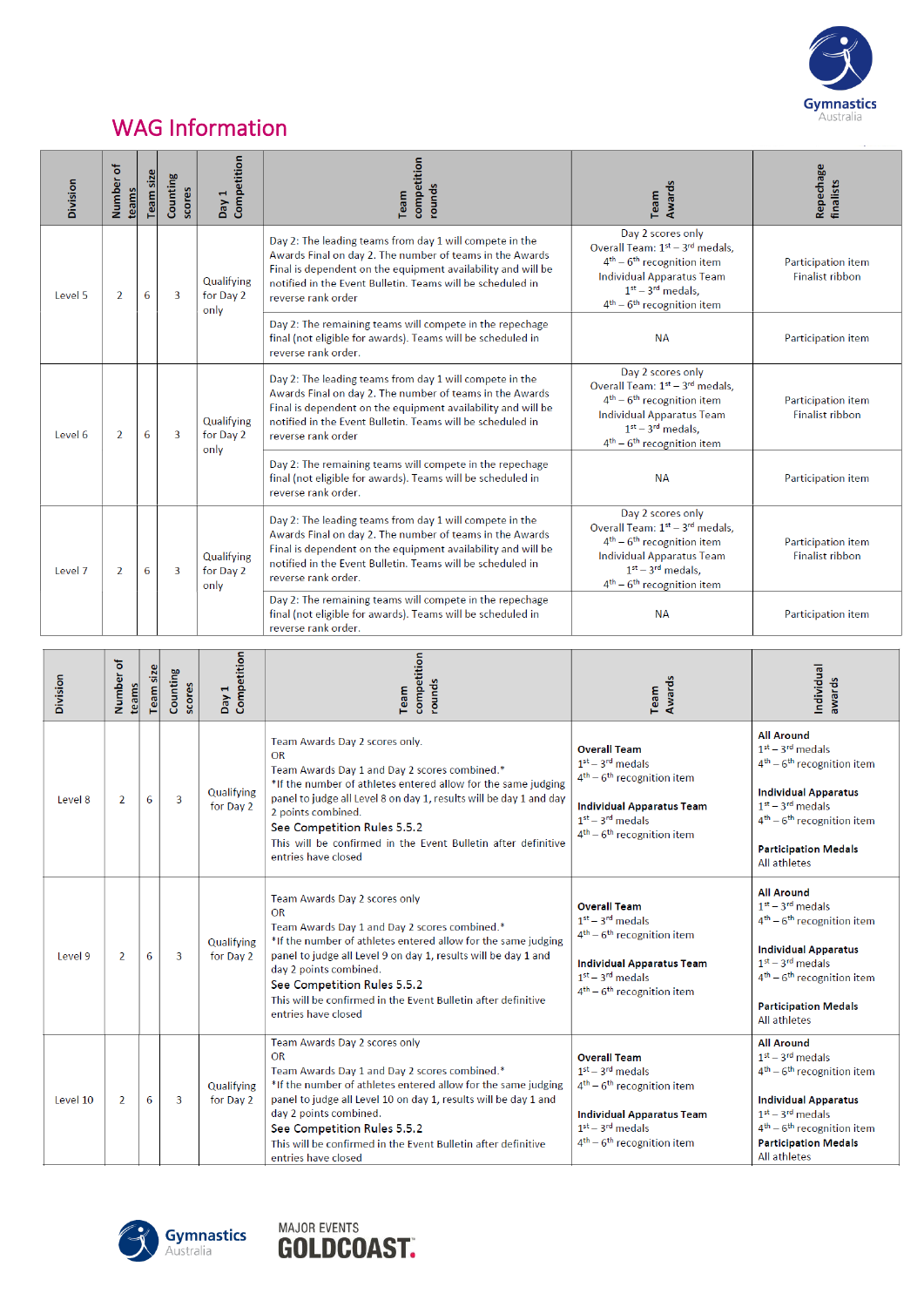# WAG Information

| Division | Number of teams | Team size | Counting scores | Day 1 Competition | Team competition rounds | Team Awards | Repechage finalists |
|---|---|---|---|---|---|---|---|
| Level 5 | 2 | 6 | 3 | Qualifying for Day 2 only | Day 2: The leading teams from day 1 will compete in the Awards Final on day 2. The number of teams in the Awards Final is dependent on the equipment availability and will be notified in the Event Bulletin. Teams will be scheduled in reverse rank order | Day 2 scores only<br>Overall Team: 1st – 3rd medals,<br>4th – 6th recognition item<br>Individual Apparatus Team<br>1st – 3rd medals,<br>4th – 6th recognition item | Participation item<br>Finalist ribbon |
| | | | | | Day 2: The remaining teams will compete in the repechage final (not eligible for awards). Teams will be scheduled in reverse rank order. | NA | Participation item |
| Level 6 | 2 | 6 | 3 | Qualifying for Day 2 only | Day 2: The leading teams from day 1 will compete in the Awards Final on day 2. The number of teams in the Awards Final is dependent on the equipment availability and will be notified in the Event Bulletin. Teams will be scheduled in reverse rank order | Day 2 scores only<br>Overall Team: 1st – 3rd medals,<br>4th – 6th recognition item<br>Individual Apparatus Team<br>1st – 3rd medals,<br>4th – 6th recognition item | Participation item<br>Finalist ribbon |
| | | | | | Day 2: The remaining teams will compete in the repechage final (not eligible for awards). Teams will be scheduled in reverse rank order. | NA | Participation item |
| Level 7 | 2 | 6 | 3 | Qualifying for Day 2 only | Day 2: The leading teams from day 1 will compete in the Awards Final on day 2. The number of teams in the Awards Final is dependent on the equipment availability and will be notified in the Event Bulletin. Teams will be scheduled in reverse rank order. | Day 2 scores only<br>Overall Team: 1st – 3rd medals,<br>4th – 6th recognition item<br>Individual Apparatus Team<br>1st – 3rd medals,<br>4th – 6th recognition item | Participation item<br>Finalist ribbon |
| | | | | | Day 2: The remaining teams will compete in the repechage final (not eligible for awards). Teams will be scheduled in reverse rank order. | NA | Participation item |

| Division | Number of teams | Team size | Counting scores | Day 1 Competition | Team competition rounds | Team Awards | Individual awards |
|---|---|---|---|---|---|---|---|
| Level 8 | 2 | 6 | 3 | Qualifying for Day 2 | Team Awards Day 2 scores only.<br>OR<br>Team Awards Day 1 and Day 2 scores combined.*<br>*If the number of athletes entered allow for the same judging panel to judge all Level 8 on day 1, results will be day 1 and day 2 points combined.<br>See Competition Rules 5.5.2<br>This will be confirmed in the Event Bulletin after definitive entries have closed | **Overall Team**<br>1st – 3rd medals<br>4th – 6th recognition item<br><br>**Individual Apparatus Team**<br>1st – 3rd medals<br>4th – 6th recognition item | **All Around**<br>1st – 3rd medals<br>4th – 6th recognition item<br><br>**Individual Apparatus**<br>1st – 3rd medals<br>4th – 6th recognition item<br><br>**Participation Medals**<br>All athletes |
| Level 9 | 2 | 6 | 3 | Qualifying for Day 2 | Team Awards Day 2 scores only<br>OR<br>Team Awards Day 1 and Day 2 scores combined.*<br>*If the number of athletes entered allow for the same judging panel to judge all Level 9 on day 1, results will be day 1 and day 2 points combined.<br>See Competition Rules 5.5.2<br>This will be confirmed in the Event Bulletin after definitive entries have closed | **Overall Team**<br>1st – 3rd medals<br>4th – 6th recognition item<br><br>**Individual Apparatus Team**<br>1st – 3rd medals<br>4th – 6th recognition item | **All Around**<br>1st – 3rd medals<br>4th – 6th recognition item<br><br>**Individual Apparatus**<br>1st – 3rd medals<br>4th – 6th recognition item<br><br>**Participation Medals**<br>All athletes |
| Level 10 | 2 | 6 | 3 | Qualifying for Day 2 | Team Awards Day 2 scores only<br>OR<br>Team Awards Day 1 and Day 2 scores combined.*<br>*If the number of athletes entered allow for the same judging panel to judge all Level 10 on day 1, results will be day 1 and day 2 points combined.<br>See Competition Rules 5.5.2<br>This will be confirmed in the Event Bulletin after definitive entries have closed | **Overall Team**<br>1st – 3rd medals<br>4th – 6th recognition item<br><br>**Individual Apparatus Team**<br>1st – 3rd medals<br>4th – 6th recognition item | **All Around**<br>1st – 3rd medals<br>4th – 6th recognition item<br><br>**Individual Apparatus**<br>1st – 3rd medals<br>4th – 6th recognition item<br>**Participation Medals**<br>All athletes |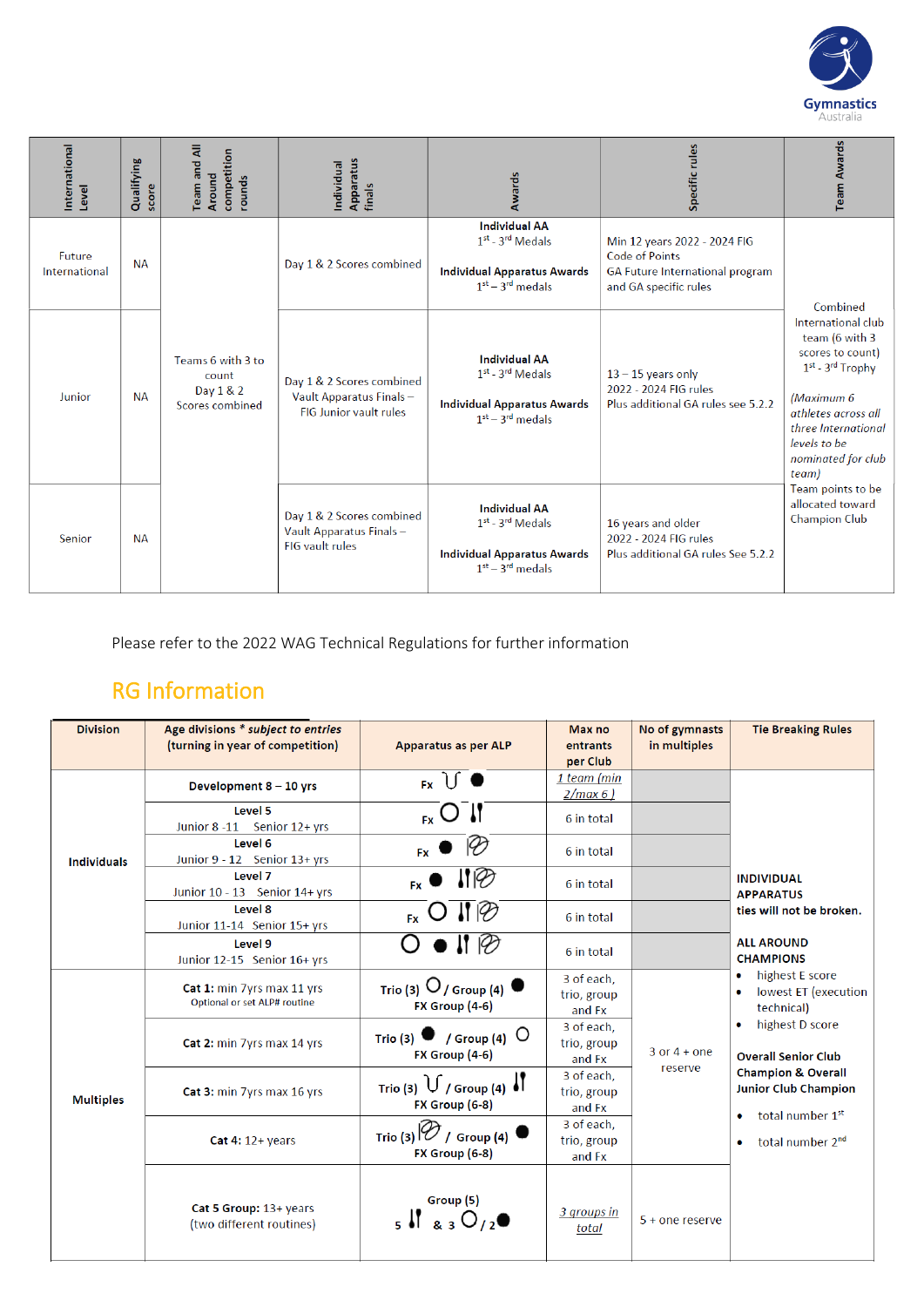| International Level | Qualifying score | Team and All Around competition rounds | Individual Apparatus finals | Awards | Specific rules | Team Awards |
|---|---|---|---|---|---|---|
| Future International | NA | Teams 6 with 3 to count<br>Day 1 & 2 Scores combined | Day 1 & 2 Scores combined | **Individual AA**<br>1st - 3rd Medals<br><br>**Individual Apparatus Awards**<br>1st – 3rd medals | Min 12 years 2022 - 2024 FIG Code of Points<br>GA Future International program and GA specific rules | Combined International club team (6 with 3 scores to count)<br>1st - 3rd Trophy<br><br>*(Maximum 6 athletes across all three International levels to be nominated for club team)*<br>Team points to be allocated toward Champion Club |
| Junior | NA | | Day 1 & 2 Scores combined<br>Vault Apparatus Finals – FIG Junior vault rules | **Individual AA**<br>1st - 3rd Medals<br><br>**Individual Apparatus Awards**<br>1st – 3rd medals | 13 – 15 years only<br>2022 - 2024 FIG rules<br>Plus additional GA rules see 5.2.2 | |
| Senior | NA | | Day 1 & 2 Scores combined<br>Vault Apparatus Finals – FIG vault rules | **Individual AA**<br>1st - 3rd Medals<br><br>**Individual Apparatus Awards**<br>1st – 3rd medals | 16 years and older<br>2022 - 2024 FIG rules<br>Plus additional GA rules See 5.2.2 | |

Please refer to the 2022 WAG Technical Regulations for further information

## RG Information

| Division | Age divisions * *subject to entries* (turning in year of competition) | Apparatus as per ALP | Max no entrants per Club | No of gymnasts in multiples | Tie Breaking Rules |
|---|---|---|---|---|---|
| **Individuals** | **Development 8 – 10 yrs** | Fx, Rope, Ball | 1 team (min 2/max 6 ) | | **INDIVIDUAL APPARATUS** ties will not be broken.<br><br>**ALL AROUND CHAMPIONS**<br>• highest E score<br>• lowest ET (execution technical)<br>• highest D score<br><br>**Overall Senior Club Champion & Overall Junior Club Champion**<br>• total number 1st<br>• total number 2nd |
| | **Level 5**<br>Junior 8 -11 Senior 12+ yrs | Fx, Hoop, Clubs | 6 in total | | |
| | **Level 6**<br>Junior 9 - 12 Senior 13+ yrs | Fx, Ball, Ribbon | 6 in total | | |
| | **Level 7**<br>Junior 10 - 13 Senior 14+ yrs | Fx, Ball, Clubs, Ribbon | 6 in total | | |
| | **Level 8**<br>Junior 11-14 Senior 15+ yrs | Fx, Hoop, Clubs, Ribbon | 6 in total | | |
| | **Level 9**<br>Junior 12-15 Senior 16+ yrs | Hoop, Ball, Clubs, Ribbon | 6 in total | | |
| **Multiples** | **Cat 1:** min 7yrs max 11 yrs<br>Optional or set ALP# routine | Trio (3) Hoop / Group (4) Ball<br>FX Group (4-6) | 3 of each, trio, group and Fx | 3 or 4 + one reserve | |
| | **Cat 2:** min 7yrs max 14 yrs | Trio (3) Ball / Group (4) Hoop<br>FX Group (4-6) | 3 of each, trio, group and Fx | | |
| | **Cat 3:** min 7yrs max 16 yrs | Trio (3) Rope / Group (4) Clubs<br>FX Group (6-8) | 3 of each, trio, group and Fx | | |
| | **Cat 4:** 12+ years | Trio (3) Ribbon / Group (4) Ball<br>FX Group (6-8) | 3 of each, trio, group and Fx | | |
| | **Cat 5 Group:** 13+ years<br>(two different routines) | Group (5)<br>5 Clubs & 3 Hoop / 2 Ball | 3 groups in total | 5 + one reserve | |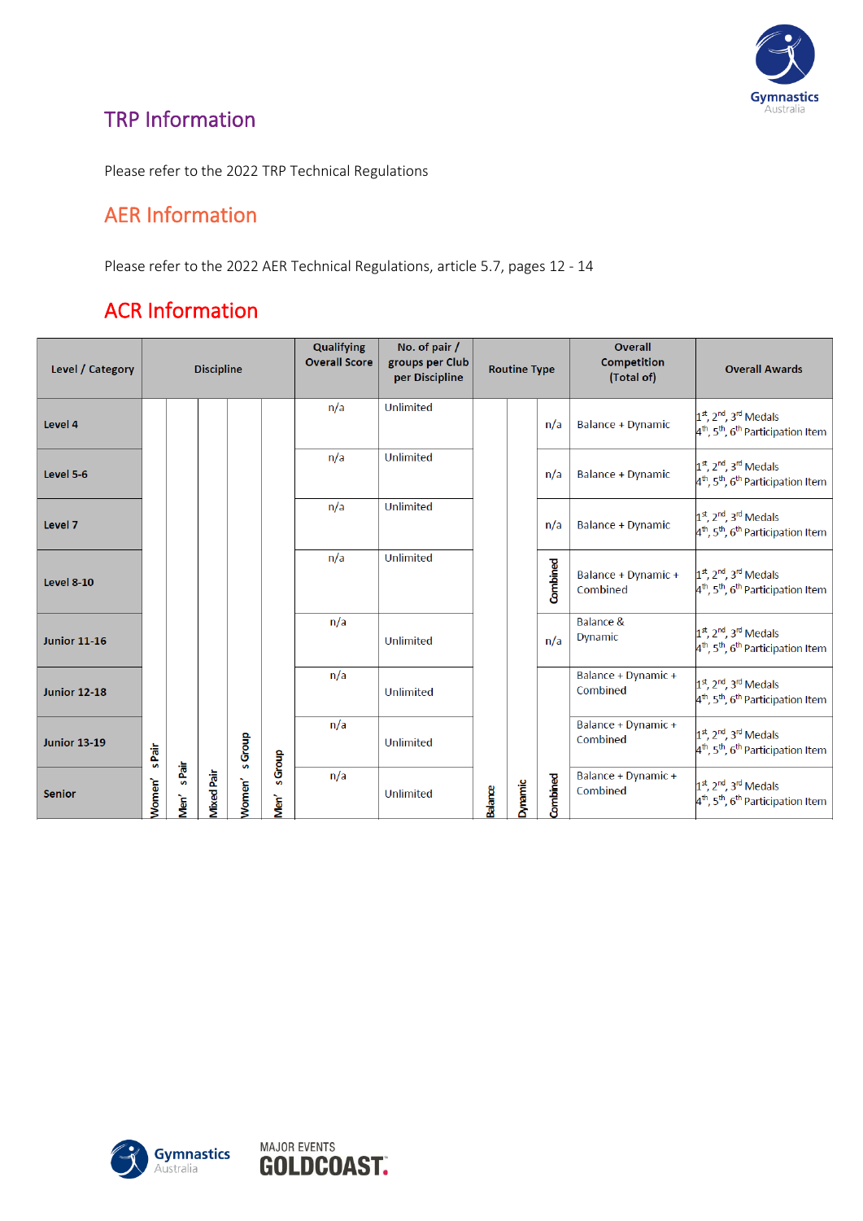## TRP Information

Please refer to the 2022 TRP Technical Regulations

## AER Information

Please refer to the 2022 AER Technical Regulations, article 5.7, pages 12 - 14

## ACR Information

| Level / Category | Discipline | | | | | Qualifying Overall Score | No. of pair / groups per Club per Discipline | Routine Type | | | Overall Competition (Total of) | Overall Awards |
|---|---|---|---|---|---|---|---|---|---|---|---|---|
| | Women's Pair | Men's Pair | Mixed Pair | Women's Group | Men's Group | | | Balance | Dynamic | Combined | | |
| Level 4 | | | | | | n/a | Unlimited | | | n/a | Balance + Dynamic | 1st, 2nd, 3rd Medals 4th, 5th, 6th Participation Item |
| Level 5-6 | | | | | | n/a | Unlimited | | | n/a | Balance + Dynamic | 1st, 2nd, 3rd Medals 4th, 5th, 6th Participation Item |
| Level 7 | | | | | | n/a | Unlimited | | | n/a | Balance + Dynamic | 1st, 2nd, 3rd Medals 4th, 5th, 6th Participation Item |
| Level 8-10 | | | | | | n/a | Unlimited | | | Combined | Balance + Dynamic + Combined | 1st, 2nd, 3rd Medals 4th, 5th, 6th Participation Item |
| Junior 11-16 | | | | | | n/a | Unlimited | | | n/a | Balance & Dynamic | 1st, 2nd, 3rd Medals 4th, 5th, 6th Participation Item |
| Junior 12-18 | | | | | | n/a | Unlimited | | | | Balance + Dynamic + Combined | 1st, 2nd, 3rd Medals 4th, 5th, 6th Participation Item |
| Junior 13-19 | | | | | | n/a | Unlimited | | | | Balance + Dynamic + Combined | 1st, 2nd, 3rd Medals 4th, 5th, 6th Participation Item |
| Senior | | | | | | n/a | Unlimited | | | | Balance + Dynamic + Combined | 1st, 2nd, 3rd Medals 4th, 5th, 6th Participation Item |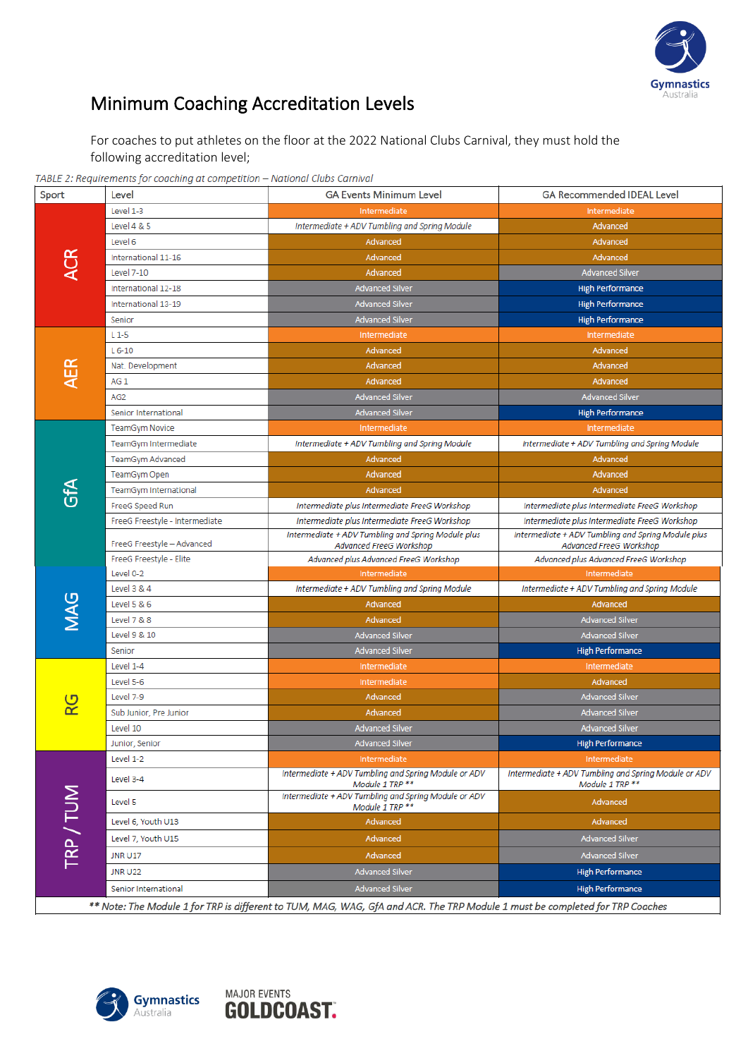# Minimum Coaching Accreditation Levels

For coaches to put athletes on the floor at the 2022 National Clubs Carnival, they must hold the following accreditation level;

*TABLE 2: Requirements for coaching at competition – National Clubs Carnival*

| Sport | Level | GA Events Minimum Level | GA Recommended IDEAL Level |
|---|---|---|---|
| ACR | Level 1-3 | Intermediate | Intermediate |
| | Level 4 & 5 | *Intermediate + ADV Tumbling and Spring Module* | Advanced |
| | Level 6 | Advanced | Advanced |
| | International 11-16 | Advanced | Advanced |
| | Level 7-10 | Advanced | Advanced Silver |
| | International 12-18 | Advanced Silver | High Performance |
| | International 13-19 | Advanced Silver | High Performance |
| | Senior | Advanced Silver | High Performance |
| AER | L 1-5 | Intermediate | Intermediate |
| | L 6-10 | Advanced | Advanced |
| | Nat. Development | Advanced | Advanced |
| | AG 1 | Advanced | Advanced |
| | AG2 | Advanced Silver | Advanced Silver |
| | Senior International | Advanced Silver | High Performance |
| GfA | TeamGym Novice | Intermediate | Intermediate |
| | TeamGym Intermediate | *Intermediate + ADV Tumbling and Spring Module* | *Intermediate + ADV Tumbling and Spring Module* |
| | TeamGym Advanced | Advanced | Advanced |
| | TeamGym Open | Advanced | Advanced |
| | TeamGym International | Advanced | Advanced |
| | FreeG Speed Run | *Intermediate plus Intermediate FreeG Workshop* | *Intermediate plus Intermediate FreeG Workshop* |
| | FreeG Freestyle - Intermediate | *Intermediate plus Intermediate FreeG Workshop* | *Intermediate plus Intermediate FreeG Workshop* |
| | FreeG Freestyle – Advanced | *Intermediate + ADV Tumbling and Spring Module plus Advanced FreeG Workshop* | *Intermediate + ADV Tumbling and Spring Module plus Advanced FreeG Workshop* |
| | FreeG Freestyle - Elite | *Advanced plus Advanced FreeG Workshop* | *Advanced plus Advanced FreeG Workshop* |
| MAG | Level 0-2 | Intermediate | Intermediate |
| | Level 3 & 4 | *Intermediate + ADV Tumbling and Spring Module* | *Intermediate + ADV Tumbling and Spring Module* |
| | Level 5 & 6 | Advanced | Advanced |
| | Level 7 & 8 | Advanced | Advanced Silver |
| | Level 9 & 10 | Advanced Silver | Advanced Silver |
| | Senior | Advanced Silver | High Performance |
| RG | Level 1-4 | Intermediate | Intermediate |
| | Level 5-6 | Intermediate | Advanced |
| | Level 7-9 | Advanced | Advanced Silver |
| | Sub Junior, Pre Junior | Advanced | Advanced Silver |
| | Level 10 | Advanced Silver | Advanced Silver |
| | Junior, Senior | Advanced Silver | High Performance |
| TRP / TUM | Level 1-2 | Intermediate | Intermediate |
| | Level 3-4 | *Intermediate + ADV Tumbling and Spring Module or ADV Module 1 TRP ***** | *Intermediate + ADV Tumbling and Spring Module or ADV Module 1 TRP ***** |
| | Level 5 | *Intermediate + ADV Tumbling and Spring Module or ADV Module 1 TRP ***** | Advanced |
| | Level 6, Youth U13 | Advanced | Advanced |
| | Level 7, Youth U15 | Advanced | Advanced Silver |
| | JNR U17 | Advanced | Advanced Silver |
| | JNR U22 | Advanced Silver | High Performance |
| | Senior International | Advanced Silver | High Performance |

*** Note: The Module 1 for TRP is different to TUM, MAG, WAG, GfA and ACR. The TRP Module 1 must be completed for TRP Coaches*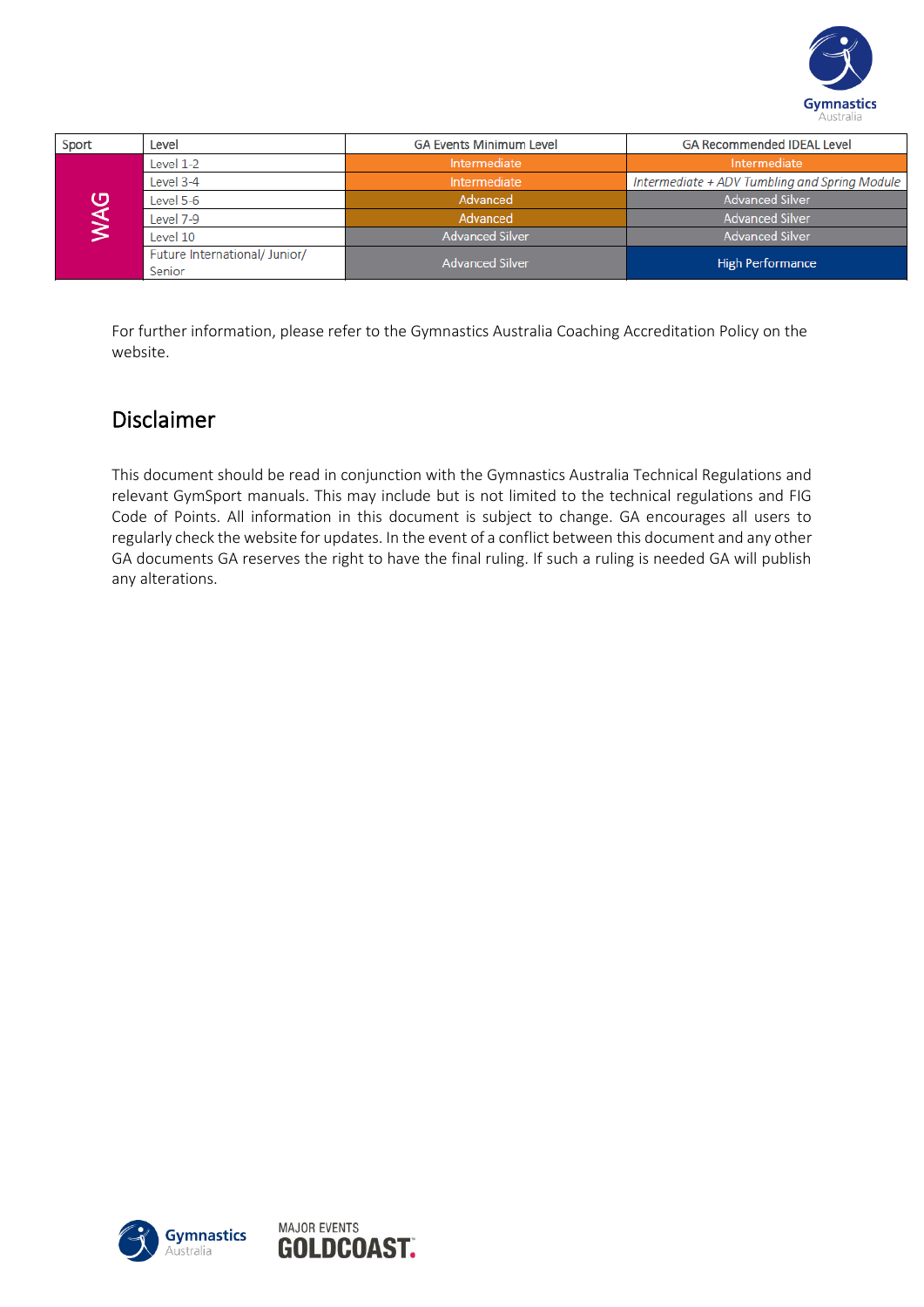| Sport | Level | GA Events Minimum Level | GA Recommended IDEAL Level |
|---|---|---|---|
| WAG | Level 1-2 | Intermediate | Intermediate |
| | Level 3-4 | Intermediate | *Intermediate + ADV Tumbling and Spring Module* |
| | Level 5-6 | Advanced | Advanced Silver |
| | Level 7-9 | Advanced | Advanced Silver |
| | Level 10 | Advanced Silver | Advanced Silver |
| | Future International/ Junior/ Senior | Advanced Silver | High Performance |

For further information, please refer to the Gymnastics Australia Coaching Accreditation Policy on the website.

## Disclaimer

This document should be read in conjunction with the Gymnastics Australia Technical Regulations and relevant GymSport manuals. This may include but is not limited to the technical regulations and FIG Code of Points. All information in this document is subject to change. GA encourages all users to regularly check the website for updates. In the event of a conflict between this document and any other GA documents GA reserves the right to have the final ruling. If such a ruling is needed GA will publish any alterations.